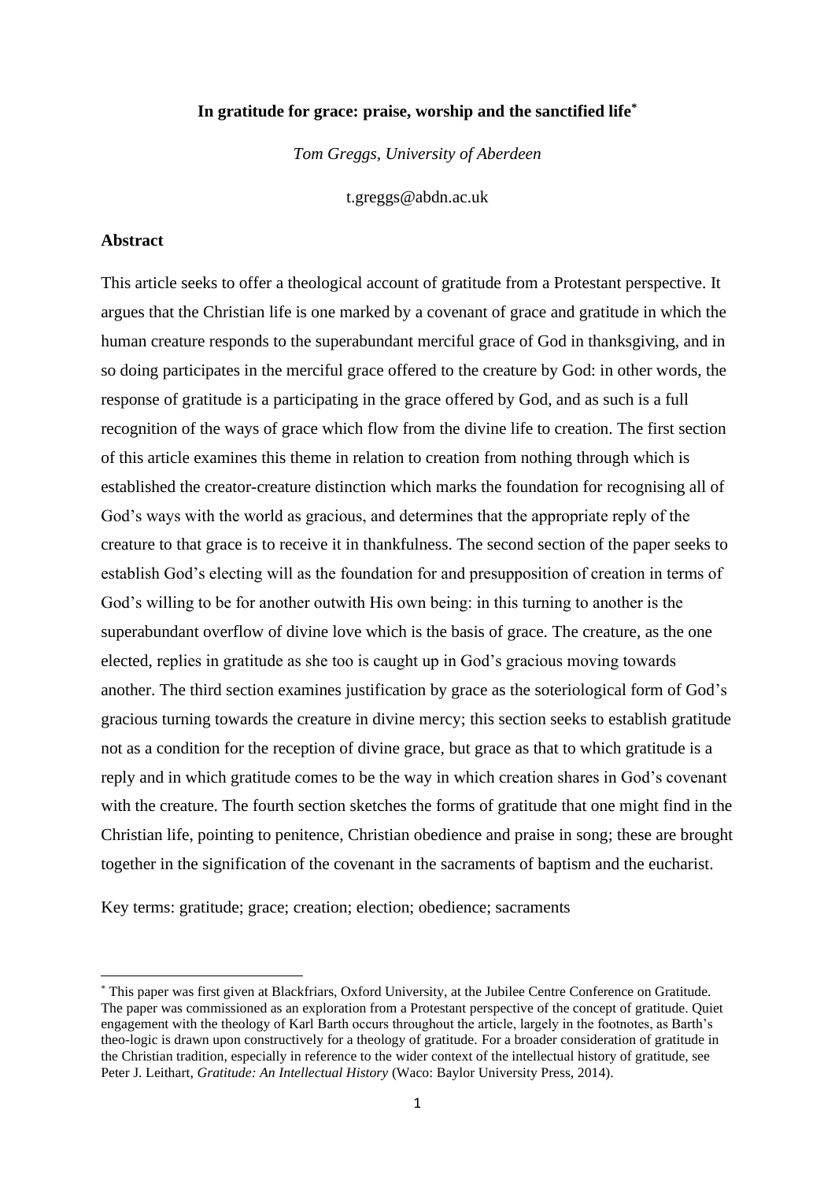**In gratitude for grace: praise, worship and the sanctified life**[*]

*Tom Greggs, University of Aberdeen*

t.greggs@abdn.ac.uk

## Abstract

This article seeks to offer a theological account of gratitude from a Protestant perspective. It argues that the Christian life is one marked by a covenant of grace and gratitude in which the human creature responds to the superabundant merciful grace of God in thanksgiving, and in so doing participates in the merciful grace offered to the creature by God: in other words, the response of gratitude is a participating in the grace offered by God, and as such is a full recognition of the ways of grace which flow from the divine life to creation. The first section of this article examines this theme in relation to creation from nothing through which is established the creator-creature distinction which marks the foundation for recognising all of God's ways with the world as gracious, and determines that the appropriate reply of the creature to that grace is to receive it in thankfulness. The second section of the paper seeks to establish God's electing will as the foundation for and presupposition of creation in terms of God's willing to be for another outwith His own being: in this turning to another is the superabundant overflow of divine love which is the basis of grace. The creature, as the one elected, replies in gratitude as she too is caught up in God's gracious moving towards another. The third section examines justification by grace as the soteriological form of God's gracious turning towards the creature in divine mercy; this section seeks to establish gratitude not as a condition for the reception of divine grace, but grace as that to which gratitude is a reply and in which gratitude comes to be the way in which creation shares in God's covenant with the creature. The fourth section sketches the forms of gratitude that one might find in the Christian life, pointing to penitence, Christian obedience and praise in song; these are brought together in the signification of the covenant in the sacraments of baptism and the eucharist.

Key terms: gratitude; grace; creation; election; obedience; sacraments

---

[*] This paper was first given at Blackfriars, Oxford University, at the Jubilee Centre Conference on Gratitude. The paper was commissioned as an exploration from a Protestant perspective of the concept of gratitude. Quiet engagement with the theology of Karl Barth occurs throughout the article, largely in the footnotes, as Barth's theo-logic is drawn upon constructively for a theology of gratitude. For a broader consideration of gratitude in the Christian tradition, especially in reference to the wider context of the intellectual history of gratitude, see Peter J. Leithart, *Gratitude: An Intellectual History* (Waco: Baylor University Press, 2014).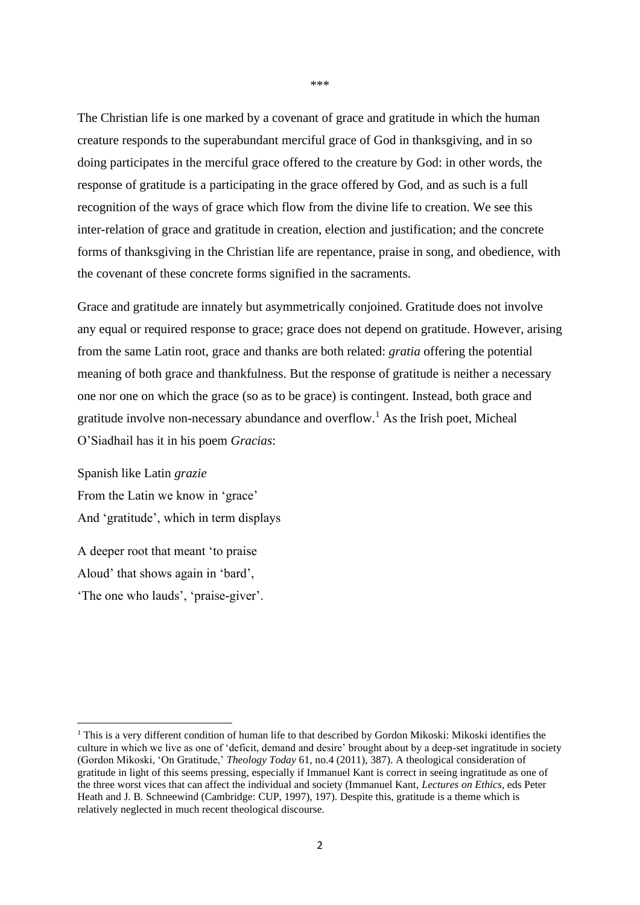\*\*\*

The Christian life is one marked by a covenant of grace and gratitude in which the human creature responds to the superabundant merciful grace of God in thanksgiving, and in so doing participates in the merciful grace offered to the creature by God: in other words, the response of gratitude is a participating in the grace offered by God, and as such is a full recognition of the ways of grace which flow from the divine life to creation. We see this inter-relation of grace and gratitude in creation, election and justification; and the concrete forms of thanksgiving in the Christian life are repentance, praise in song, and obedience, with the covenant of these concrete forms signified in the sacraments.

Grace and gratitude are innately but asymmetrically conjoined. Gratitude does not involve any equal or required response to grace; grace does not depend on gratitude. However, arising from the same Latin root, grace and thanks are both related: *gratia* offering the potential meaning of both grace and thankfulness. But the response of gratitude is neither a necessary one nor one on which the grace (so as to be grace) is contingent. Instead, both grace and gratitude involve non-necessary abundance and overflow.[1] As the Irish poet, Micheal O'Siadhail has it in his poem *Gracias*:

Spanish like Latin *grazie*
From the Latin we know in 'grace'
And 'gratitude', which in term displays

A deeper root that meant 'to praise
Aloud' that shows again in 'bard',
'The one who lauds', 'praise-giver'.

[1] This is a very different condition of human life to that described by Gordon Mikoski: Mikoski identifies the culture in which we live as one of 'deficit, demand and desire' brought about by a deep-set ingratitude in society (Gordon Mikoski, 'On Gratitude,' *Theology Today* 61, no.4 (2011), 387). A theological consideration of gratitude in light of this seems pressing, especially if Immanuel Kant is correct in seeing ingratitude as one of the three worst vices that can affect the individual and society (Immanuel Kant, *Lectures on Ethics*, eds Peter Heath and J. B. Schneewind (Cambridge: CUP, 1997), 197). Despite this, gratitude is a theme which is relatively neglected in much recent theological discourse.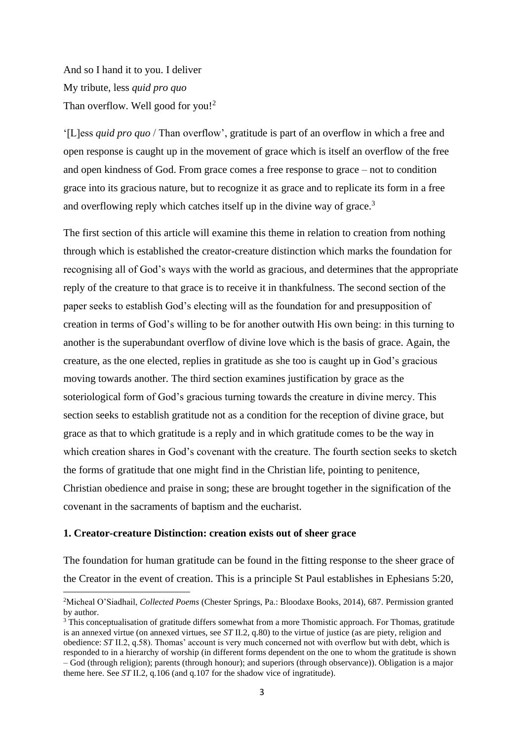And so I hand it to you. I deliver  
My tribute, less *quid pro quo*  
Than overflow. Well good for you![2]

'[L]ess *quid pro quo* / Than overflow', gratitude is part of an overflow in which a free and open response is caught up in the movement of grace which is itself an overflow of the free and open kindness of God. From grace comes a free response to grace – not to condition grace into its gracious nature, but to recognize it as grace and to replicate its form in a free and overflowing reply which catches itself up in the divine way of grace.[3]

The first section of this article will examine this theme in relation to creation from nothing through which is established the creator-creature distinction which marks the foundation for recognising all of God's ways with the world as gracious, and determines that the appropriate reply of the creature to that grace is to receive it in thankfulness. The second section of the paper seeks to establish God's electing will as the foundation for and presupposition of creation in terms of God's willing to be for another outwith His own being: in this turning to another is the superabundant overflow of divine love which is the basis of grace. Again, the creature, as the one elected, replies in gratitude as she too is caught up in God's gracious moving towards another. The third section examines justification by grace as the soteriological form of God's gracious turning towards the creature in divine mercy. This section seeks to establish gratitude not as a condition for the reception of divine grace, but grace as that to which gratitude is a reply and in which gratitude comes to be the way in which creation shares in God's covenant with the creature. The fourth section seeks to sketch the forms of gratitude that one might find in the Christian life, pointing to penitence, Christian obedience and praise in song; these are brought together in the signification of the covenant in the sacraments of baptism and the eucharist.

## 1. Creator-creature Distinction: creation exists out of sheer grace

The foundation for human gratitude can be found in the fitting response to the sheer grace of the Creator in the event of creation. This is a principle St Paul establishes in Ephesians 5:20,

[2] Micheal O'Siadhail, *Collected Poems* (Chester Springs, Pa.: Bloodaxe Books, 2014), 687. Permission granted by author.

[3] This conceptualisation of gratitude differs somewhat from a more Thomistic approach. For Thomas, gratitude is an annexed virtue (on annexed virtues, see *ST* II.2, q.80) to the virtue of justice (as are piety, religion and obedience: *ST* II.2, q.58). Thomas' account is very much concerned not with overflow but with debt, which is responded to in a hierarchy of worship (in different forms dependent on the one to whom the gratitude is shown – God (through religion); parents (through honour); and superiors (through observance)). Obligation is a major theme here. See *ST* II.2, q.106 (and q.107 for the shadow vice of ingratitude).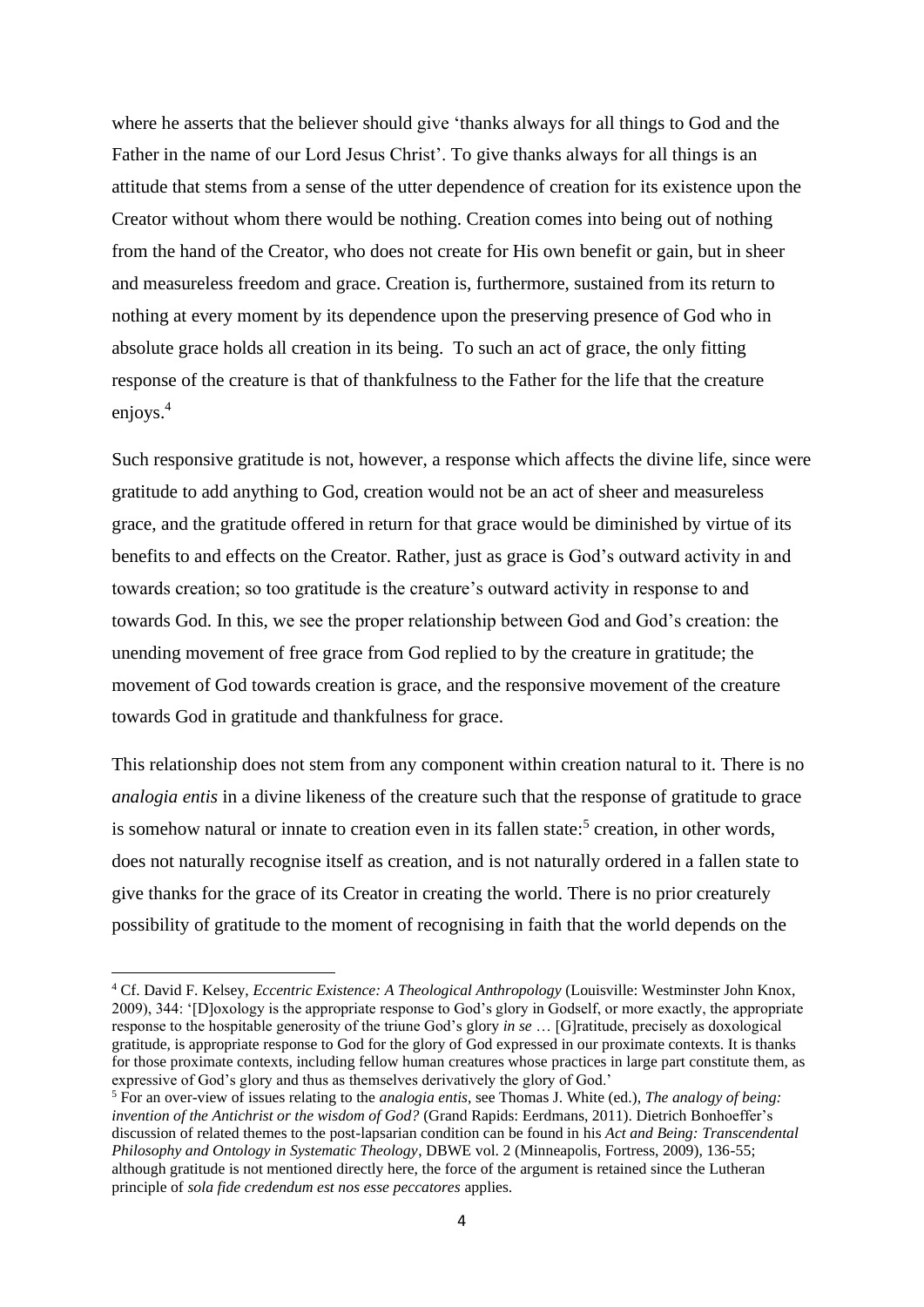where he asserts that the believer should give 'thanks always for all things to God and the Father in the name of our Lord Jesus Christ'. To give thanks always for all things is an attitude that stems from a sense of the utter dependence of creation for its existence upon the Creator without whom there would be nothing. Creation comes into being out of nothing from the hand of the Creator, who does not create for His own benefit or gain, but in sheer and measureless freedom and grace. Creation is, furthermore, sustained from its return to nothing at every moment by its dependence upon the preserving presence of God who in absolute grace holds all creation in its being. To such an act of grace, the only fitting response of the creature is that of thankfulness to the Father for the life that the creature enjoys.[4]

Such responsive gratitude is not, however, a response which affects the divine life, since were gratitude to add anything to God, creation would not be an act of sheer and measureless grace, and the gratitude offered in return for that grace would be diminished by virtue of its benefits to and effects on the Creator. Rather, just as grace is God's outward activity in and towards creation; so too gratitude is the creature's outward activity in response to and towards God. In this, we see the proper relationship between God and God's creation: the unending movement of free grace from God replied to by the creature in gratitude; the movement of God towards creation is grace, and the responsive movement of the creature towards God in gratitude and thankfulness for grace.

This relationship does not stem from any component within creation natural to it. There is no *analogia entis* in a divine likeness of the creature such that the response of gratitude to grace is somehow natural or innate to creation even in its fallen state:[5] creation, in other words, does not naturally recognise itself as creation, and is not naturally ordered in a fallen state to give thanks for the grace of its Creator in creating the world. There is no prior creaturely possibility of gratitude to the moment of recognising in faith that the world depends on the

---

[4] Cf. David F. Kelsey, *Eccentric Existence: A Theological Anthropology* (Louisville: Westminster John Knox, 2009), 344: '[D]oxology is the appropriate response to God's glory in Godself, or more exactly, the appropriate response to the hospitable generosity of the triune God's glory *in se* … [G]ratitude, precisely as doxological gratitude, is appropriate response to God for the glory of God expressed in our proximate contexts. It is thanks for those proximate contexts, including fellow human creatures whose practices in large part constitute them, as expressive of God's glory and thus as themselves derivatively the glory of God.'

[5] For an over-view of issues relating to the *analogia entis*, see Thomas J. White (ed.), *The analogy of being: invention of the Antichrist or the wisdom of God?* (Grand Rapids: Eerdmans, 2011). Dietrich Bonhoeffer's discussion of related themes to the post-lapsarian condition can be found in his *Act and Being: Transcendental Philosophy and Ontology in Systematic Theology*, DBWE vol. 2 (Minneapolis, Fortress, 2009), 136-55; although gratitude is not mentioned directly here, the force of the argument is retained since the Lutheran principle of *sola fide credendum est nos esse peccatores* applies.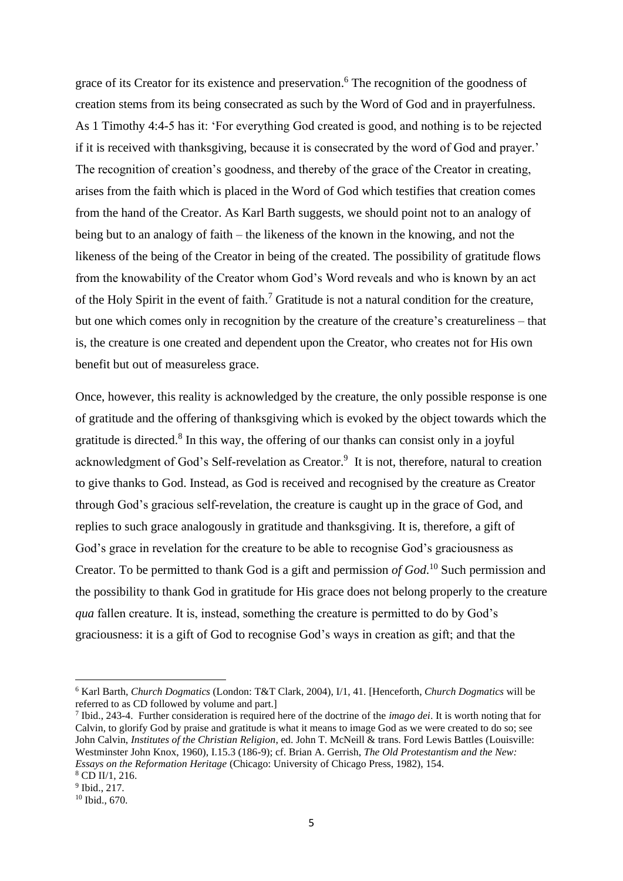grace of its Creator for its existence and preservation.[6] The recognition of the goodness of creation stems from its being consecrated as such by the Word of God and in prayerfulness. As 1 Timothy 4:4-5 has it: 'For everything God created is good, and nothing is to be rejected if it is received with thanksgiving, because it is consecrated by the word of God and prayer.' The recognition of creation's goodness, and thereby of the grace of the Creator in creating, arises from the faith which is placed in the Word of God which testifies that creation comes from the hand of the Creator. As Karl Barth suggests, we should point not to an analogy of being but to an analogy of faith – the likeness of the known in the knowing, and not the likeness of the being of the Creator in being of the created. The possibility of gratitude flows from the knowability of the Creator whom God's Word reveals and who is known by an act of the Holy Spirit in the event of faith.[7] Gratitude is not a natural condition for the creature, but one which comes only in recognition by the creature of the creature's creatureliness – that is, the creature is one created and dependent upon the Creator, who creates not for His own benefit but out of measureless grace.

Once, however, this reality is acknowledged by the creature, the only possible response is one of gratitude and the offering of thanksgiving which is evoked by the object towards which the gratitude is directed.[8] In this way, the offering of our thanks can consist only in a joyful acknowledgment of God's Self-revelation as Creator.[9] It is not, therefore, natural to creation to give thanks to God. Instead, as God is received and recognised by the creature as Creator through God's gracious self-revelation, the creature is caught up in the grace of God, and replies to such grace analogously in gratitude and thanksgiving. It is, therefore, a gift of God's grace in revelation for the creature to be able to recognise God's graciousness as Creator. To be permitted to thank God is a gift and permission *of God*.[10] Such permission and the possibility to thank God in gratitude for His grace does not belong properly to the creature *qua* fallen creature. It is, instead, something the creature is permitted to do by God's graciousness: it is a gift of God to recognise God's ways in creation as gift; and that the

---

[6] Karl Barth, *Church Dogmatics* (London: T&T Clark, 2004), I/1, 41. [Henceforth, *Church Dogmatics* will be referred to as CD followed by volume and part.]

[7] Ibid., 243-4. Further consideration is required here of the doctrine of the *imago dei*. It is worth noting that for Calvin, to glorify God by praise and gratitude is what it means to image God as we were created to do so; see John Calvin, *Institutes of the Christian Religion*, ed. John T. McNeill & trans. Ford Lewis Battles (Louisville: Westminster John Knox, 1960), I.15.3 (186-9); cf. Brian A. Gerrish, *The Old Protestantism and the New: Essays on the Reformation Heritage* (Chicago: University of Chicago Press, 1982), 154.

[8] CD II/1, 216.

[9] Ibid., 217.

[10] Ibid., 670.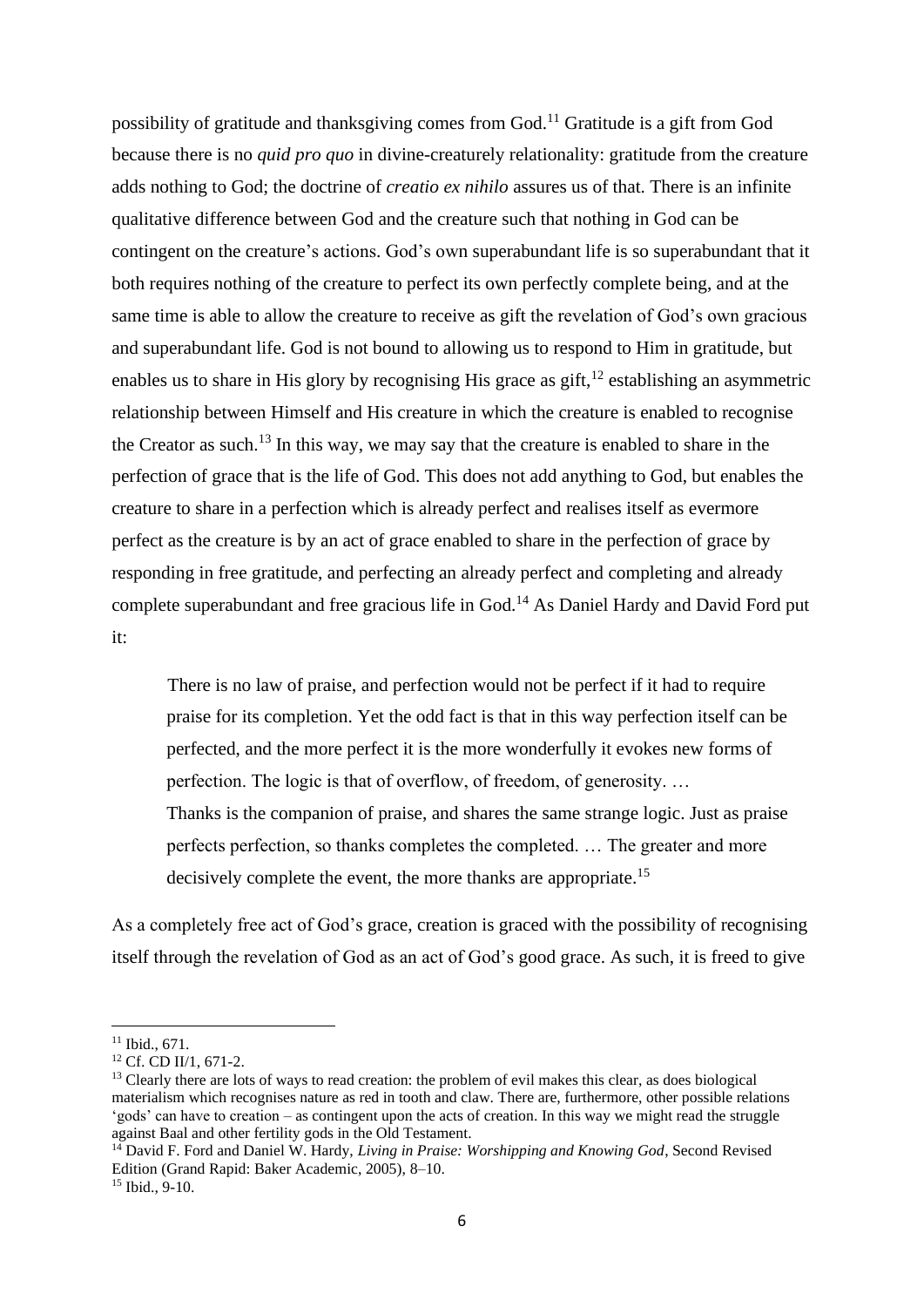possibility of gratitude and thanksgiving comes from God.[11] Gratitude is a gift from God because there is no *quid pro quo* in divine-creaturely relationality: gratitude from the creature adds nothing to God; the doctrine of *creatio ex nihilo* assures us of that. There is an infinite qualitative difference between God and the creature such that nothing in God can be contingent on the creature's actions. God's own superabundant life is so superabundant that it both requires nothing of the creature to perfect its own perfectly complete being, and at the same time is able to allow the creature to receive as gift the revelation of God's own gracious and superabundant life. God is not bound to allowing us to respond to Him in gratitude, but enables us to share in His glory by recognising His grace as gift,[12] establishing an asymmetric relationship between Himself and His creature in which the creature is enabled to recognise the Creator as such.[13] In this way, we may say that the creature is enabled to share in the perfection of grace that is the life of God. This does not add anything to God, but enables the creature to share in a perfection which is already perfect and realises itself as evermore perfect as the creature is by an act of grace enabled to share in the perfection of grace by responding in free gratitude, and perfecting an already perfect and completing and already complete superabundant and free gracious life in God.[14] As Daniel Hardy and David Ford put it:

> There is no law of praise, and perfection would not be perfect if it had to require praise for its completion. Yet the odd fact is that in this way perfection itself can be perfected, and the more perfect it is the more wonderfully it evokes new forms of perfection. The logic is that of overflow, of freedom, of generosity. …
> Thanks is the companion of praise, and shares the same strange logic. Just as praise perfects perfection, so thanks completes the completed. … The greater and more decisively complete the event, the more thanks are appropriate.[15]

As a completely free act of God's grace, creation is graced with the possibility of recognising itself through the revelation of God as an act of God's good grace. As such, it is freed to give

---

[11] Ibid., 671.

[12] Cf. CD II/1, 671-2.

[13] Clearly there are lots of ways to read creation: the problem of evil makes this clear, as does biological materialism which recognises nature as red in tooth and claw. There are, furthermore, other possible relations 'gods' can have to creation – as contingent upon the acts of creation. In this way we might read the struggle against Baal and other fertility gods in the Old Testament.

[14] David F. Ford and Daniel W. Hardy, *Living in Praise: Worshipping and Knowing God*, Second Revised Edition (Grand Rapid: Baker Academic, 2005), 8–10.

[15] Ibid., 9-10.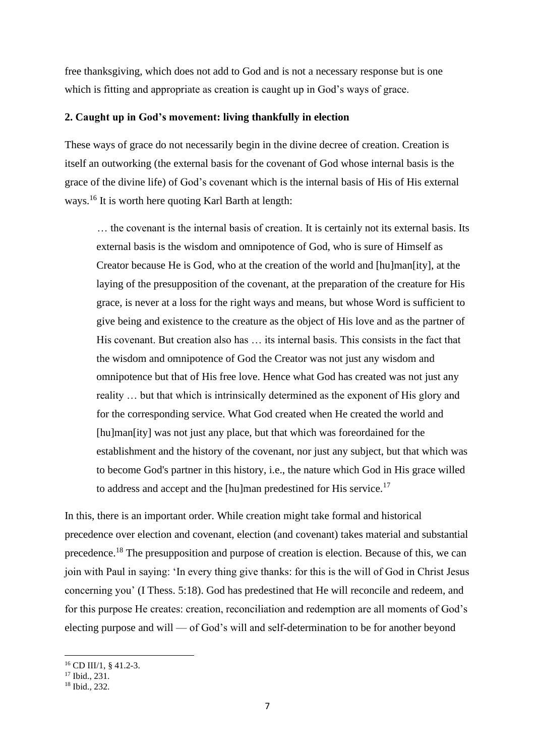free thanksgiving, which does not add to God and is not a necessary response but is one which is fitting and appropriate as creation is caught up in God's ways of grace.

## 2. Caught up in God's movement: living thankfully in election

These ways of grace do not necessarily begin in the divine decree of creation. Creation is itself an outworking (the external basis for the covenant of God whose internal basis is the grace of the divine life) of God's covenant which is the internal basis of His of His external ways.[16] It is worth here quoting Karl Barth at length:

> … the covenant is the internal basis of creation. It is certainly not its external basis. Its external basis is the wisdom and omnipotence of God, who is sure of Himself as Creator because He is God, who at the creation of the world and [hu]man[ity], at the laying of the presupposition of the covenant, at the preparation of the creature for His grace, is never at a loss for the right ways and means, but whose Word is sufficient to give being and existence to the creature as the object of His love and as the partner of His covenant. But creation also has … its internal basis. This consists in the fact that the wisdom and omnipotence of God the Creator was not just any wisdom and omnipotence but that of His free love. Hence what God has created was not just any reality … but that which is intrinsically determined as the exponent of His glory and for the corresponding service. What God created when He created the world and [hu]man[ity] was not just any place, but that which was foreordained for the establishment and the history of the covenant, nor just any subject, but that which was to become God's partner in this history, i.e., the nature which God in His grace willed to address and accept and the [hu]man predestined for His service.[17]

In this, there is an important order. While creation might take formal and historical precedence over election and covenant, election (and covenant) takes material and substantial precedence.[18] The presupposition and purpose of creation is election. Because of this, we can join with Paul in saying: 'In every thing give thanks: for this is the will of God in Christ Jesus concerning you' (I Thess. 5:18). God has predestined that He will reconcile and redeem, and for this purpose He creates: creation, reconciliation and redemption are all moments of God's electing purpose and will — of God's will and self-determination to be for another beyond

---

[16] CD III/1, § 41.2-3.

[17] Ibid., 231.

[18] Ibid., 232.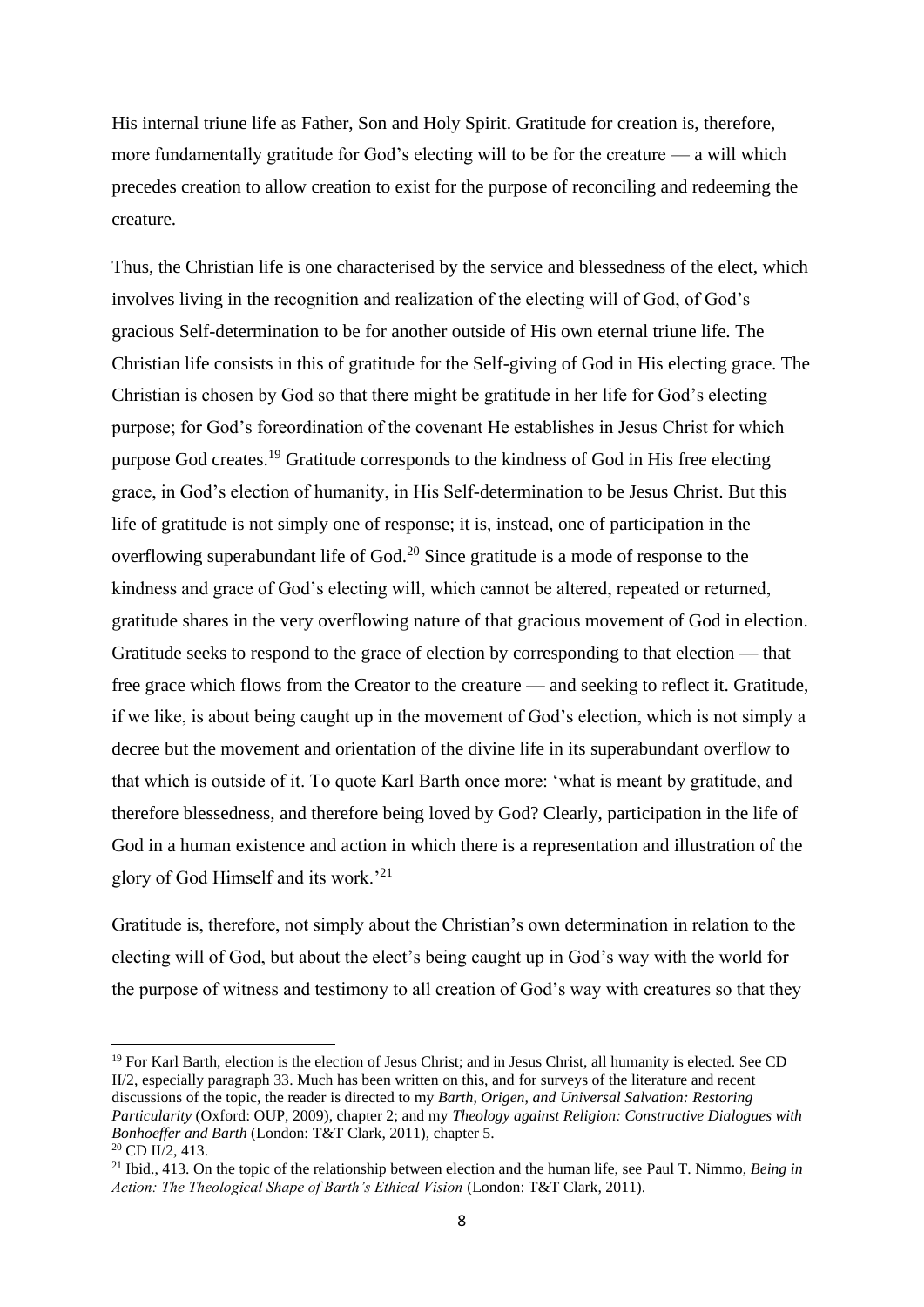His internal triune life as Father, Son and Holy Spirit. Gratitude for creation is, therefore, more fundamentally gratitude for God's electing will to be for the creature — a will which precedes creation to allow creation to exist for the purpose of reconciling and redeeming the creature.

Thus, the Christian life is one characterised by the service and blessedness of the elect, which involves living in the recognition and realization of the electing will of God, of God's gracious Self-determination to be for another outside of His own eternal triune life. The Christian life consists in this of gratitude for the Self-giving of God in His electing grace. The Christian is chosen by God so that there might be gratitude in her life for God's electing purpose; for God's foreordination of the covenant He establishes in Jesus Christ for which purpose God creates.[19] Gratitude corresponds to the kindness of God in His free electing grace, in God's election of humanity, in His Self-determination to be Jesus Christ. But this life of gratitude is not simply one of response; it is, instead, one of participation in the overflowing superabundant life of God.[20] Since gratitude is a mode of response to the kindness and grace of God's electing will, which cannot be altered, repeated or returned, gratitude shares in the very overflowing nature of that gracious movement of God in election. Gratitude seeks to respond to the grace of election by corresponding to that election — that free grace which flows from the Creator to the creature — and seeking to reflect it. Gratitude, if we like, is about being caught up in the movement of God's election, which is not simply a decree but the movement and orientation of the divine life in its superabundant overflow to that which is outside of it. To quote Karl Barth once more: 'what is meant by gratitude, and therefore blessedness, and therefore being loved by God? Clearly, participation in the life of God in a human existence and action in which there is a representation and illustration of the glory of God Himself and its work.'[21]

Gratitude is, therefore, not simply about the Christian's own determination in relation to the electing will of God, but about the elect's being caught up in God's way with the world for the purpose of witness and testimony to all creation of God's way with creatures so that they

---

[19] For Karl Barth, election is the election of Jesus Christ; and in Jesus Christ, all humanity is elected. See CD II/2, especially paragraph 33. Much has been written on this, and for surveys of the literature and recent discussions of the topic, the reader is directed to my *Barth, Origen, and Universal Salvation: Restoring Particularity* (Oxford: OUP, 2009), chapter 2; and my *Theology against Religion: Constructive Dialogues with Bonhoeffer and Barth* (London: T&T Clark, 2011), chapter 5.

[20] CD II/2, 413.

[21] Ibid., 413. On the topic of the relationship between election and the human life, see Paul T. Nimmo, *Being in Action: The Theological Shape of Barth's Ethical Vision* (London: T&T Clark, 2011).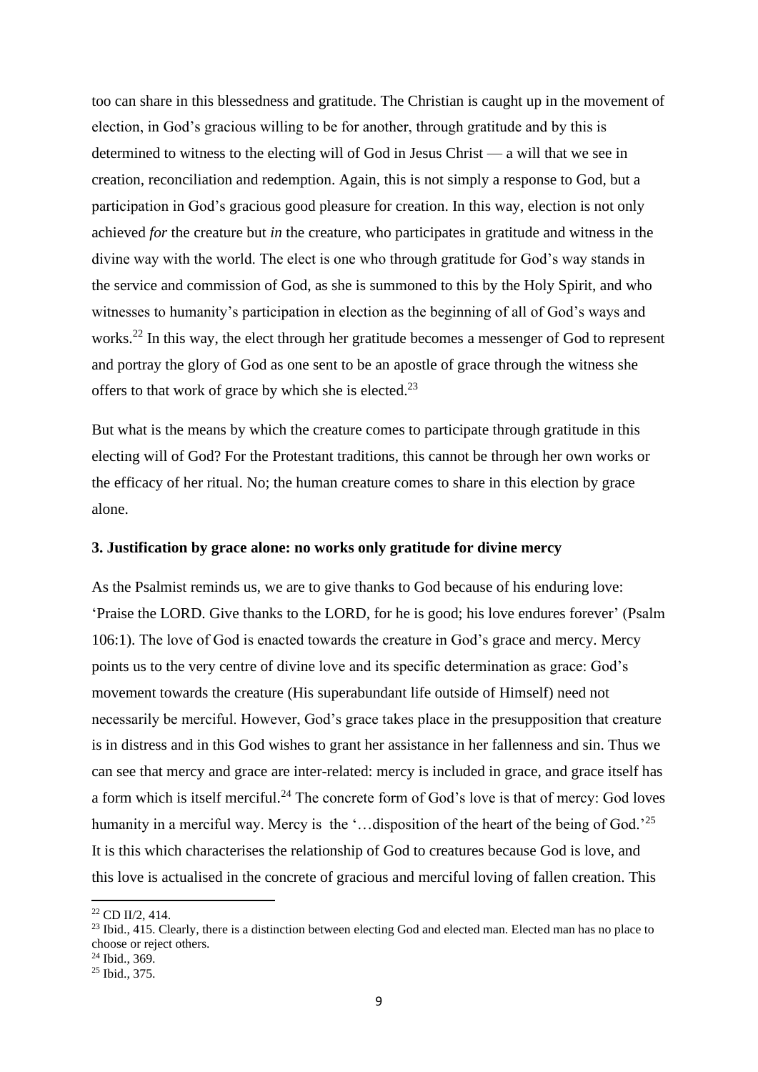too can share in this blessedness and gratitude. The Christian is caught up in the movement of election, in God's gracious willing to be for another, through gratitude and by this is determined to witness to the electing will of God in Jesus Christ — a will that we see in creation, reconciliation and redemption. Again, this is not simply a response to God, but a participation in God's gracious good pleasure for creation. In this way, election is not only achieved *for* the creature but *in* the creature, who participates in gratitude and witness in the divine way with the world. The elect is one who through gratitude for God's way stands in the service and commission of God, as she is summoned to this by the Holy Spirit, and who witnesses to humanity's participation in election as the beginning of all of God's ways and works.[22] In this way, the elect through her gratitude becomes a messenger of God to represent and portray the glory of God as one sent to be an apostle of grace through the witness she offers to that work of grace by which she is elected.[23]

But what is the means by which the creature comes to participate through gratitude in this electing will of God? For the Protestant traditions, this cannot be through her own works or the efficacy of her ritual. No; the human creature comes to share in this election by grace alone.

### 3. Justification by grace alone: no works only gratitude for divine mercy

As the Psalmist reminds us, we are to give thanks to God because of his enduring love: 'Praise the LORD. Give thanks to the LORD, for he is good; his love endures forever' (Psalm 106:1). The love of God is enacted towards the creature in God's grace and mercy. Mercy points us to the very centre of divine love and its specific determination as grace: God's movement towards the creature (His superabundant life outside of Himself) need not necessarily be merciful. However, God's grace takes place in the presupposition that creature is in distress and in this God wishes to grant her assistance in her fallenness and sin. Thus we can see that mercy and grace are inter-related: mercy is included in grace, and grace itself has a form which is itself merciful.[24] The concrete form of God's love is that of mercy: God loves humanity in a merciful way. Mercy is the '…disposition of the heart of the being of God.'[25] It is this which characterises the relationship of God to creatures because God is love, and this love is actualised in the concrete of gracious and merciful loving of fallen creation. This

[22] CD II/2, 414.

[23] Ibid., 415. Clearly, there is a distinction between electing God and elected man. Elected man has no place to choose or reject others.

[24] Ibid., 369.

[25] Ibid., 375.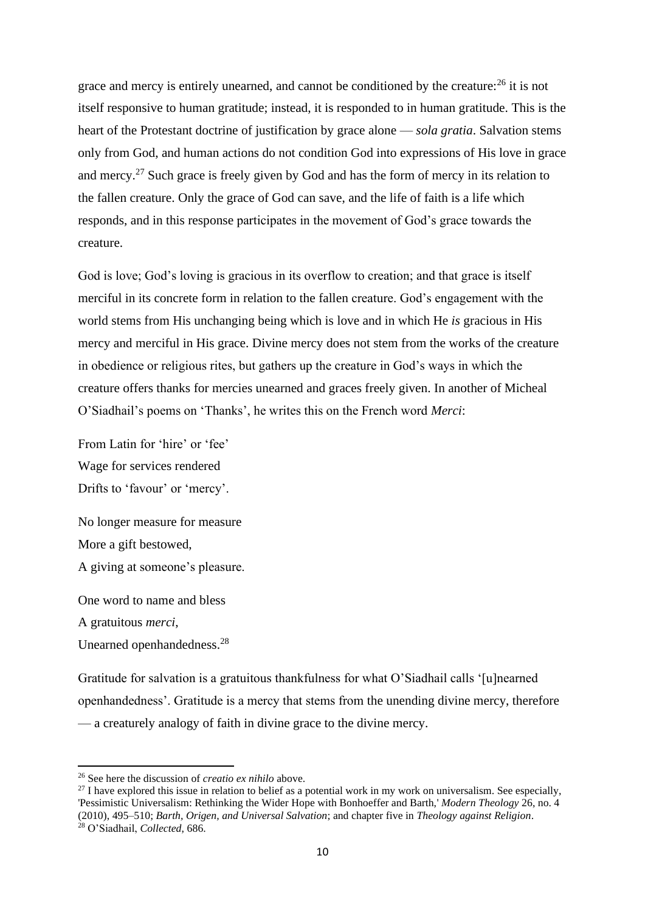grace and mercy is entirely unearned, and cannot be conditioned by the creature:[26] it is not itself responsive to human gratitude; instead, it is responded to in human gratitude. This is the heart of the Protestant doctrine of justification by grace alone — *sola gratia*. Salvation stems only from God, and human actions do not condition God into expressions of His love in grace and mercy.[27] Such grace is freely given by God and has the form of mercy in its relation to the fallen creature. Only the grace of God can save, and the life of faith is a life which responds, and in this response participates in the movement of God's grace towards the creature.

God is love; God's loving is gracious in its overflow to creation; and that grace is itself merciful in its concrete form in relation to the fallen creature. God's engagement with the world stems from His unchanging being which is love and in which He *is* gracious in His mercy and merciful in His grace. Divine mercy does not stem from the works of the creature in obedience or religious rites, but gathers up the creature in God's ways in which the creature offers thanks for mercies unearned and graces freely given. In another of Micheal O'Siadhail's poems on 'Thanks', he writes this on the French word *Merci*:

From Latin for 'hire' or 'fee'
Wage for services rendered
Drifts to 'favour' or 'mercy'.

No longer measure for measure
More a gift bestowed,
A giving at someone's pleasure.

One word to name and bless
A gratuitous *merci*,
Unearned openhandedness.[28]

Gratitude for salvation is a gratuitous thankfulness for what O'Siadhail calls '[u]nearned openhandedness'. Gratitude is a mercy that stems from the unending divine mercy, therefore — a creaturely analogy of faith in divine grace to the divine mercy.

---

[26] See here the discussion of *creatio ex nihilo* above.

[27] I have explored this issue in relation to belief as a potential work in my work on universalism. See especially, 'Pessimistic Universalism: Rethinking the Wider Hope with Bonhoeffer and Barth,' *Modern Theology* 26, no. 4 (2010), 495–510; *Barth, Origen, and Universal Salvation*; and chapter five in *Theology against Religion*.

[28] O'Siadhail, *Collected*, 686.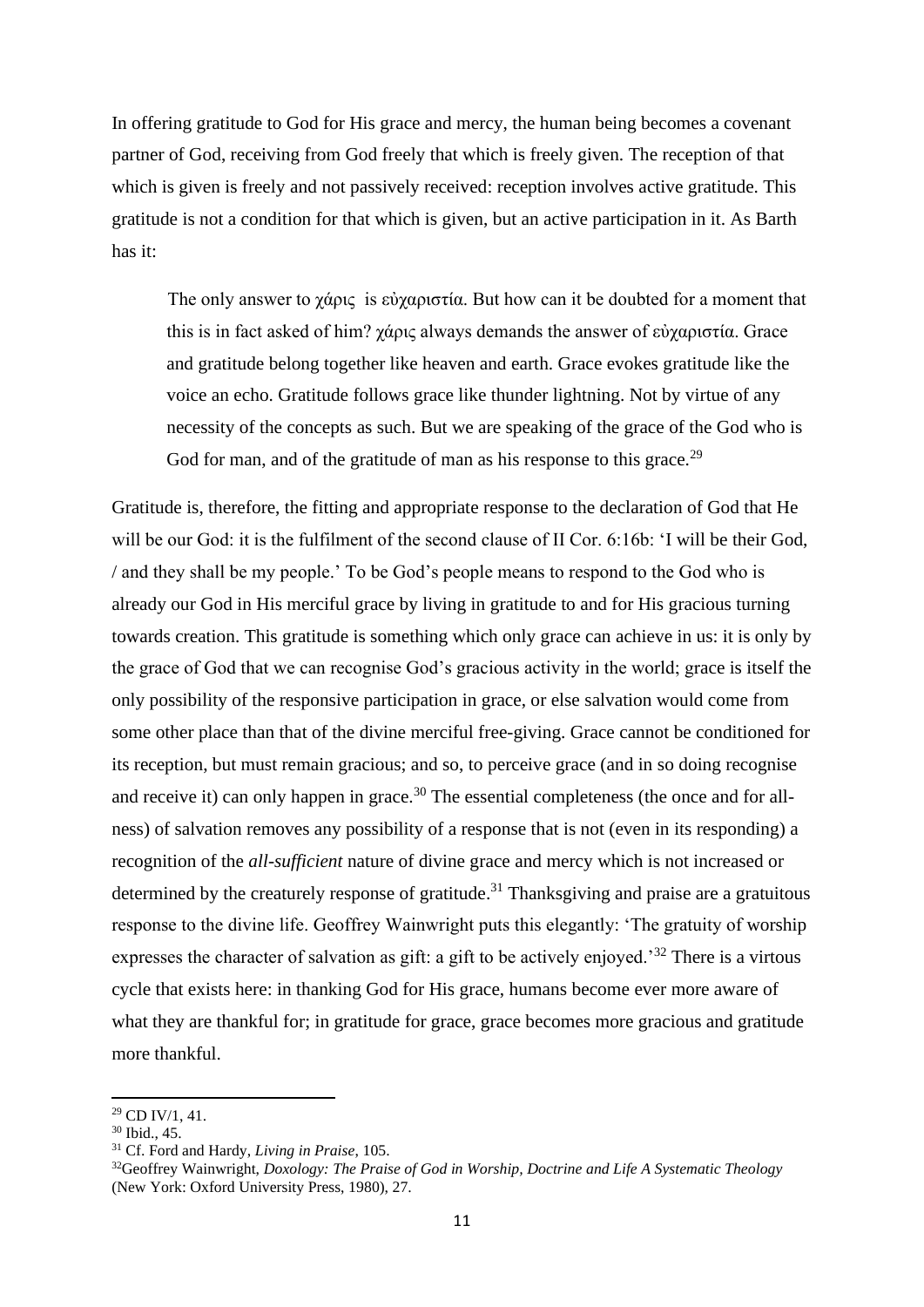In offering gratitude to God for His grace and mercy, the human being becomes a covenant partner of God, receiving from God freely that which is freely given. The reception of that which is given is freely and not passively received: reception involves active gratitude. This gratitude is not a condition for that which is given, but an active participation in it. As Barth has it:

> The only answer to χάρις is εὐχαριστία. But how can it be doubted for a moment that this is in fact asked of him? χάρις always demands the answer of εὐχαριστία. Grace and gratitude belong together like heaven and earth. Grace evokes gratitude like the voice an echo. Gratitude follows grace like thunder lightning. Not by virtue of any necessity of the concepts as such. But we are speaking of the grace of the God who is God for man, and of the gratitude of man as his response to this grace.[29]

Gratitude is, therefore, the fitting and appropriate response to the declaration of God that He will be our God: it is the fulfilment of the second clause of II Cor. 6:16b: 'I will be their God, / and they shall be my people.' To be God's people means to respond to the God who is already our God in His merciful grace by living in gratitude to and for His gracious turning towards creation. This gratitude is something which only grace can achieve in us: it is only by the grace of God that we can recognise God's gracious activity in the world; grace is itself the only possibility of the responsive participation in grace, or else salvation would come from some other place than that of the divine merciful free-giving. Grace cannot be conditioned for its reception, but must remain gracious; and so, to perceive grace (and in so doing recognise and receive it) can only happen in grace.[30] The essential completeness (the once and for all-ness) of salvation removes any possibility of a response that is not (even in its responding) a recognition of the *all-sufficient* nature of divine grace and mercy which is not increased or determined by the creaturely response of gratitude.[31] Thanksgiving and praise are a gratuitous response to the divine life. Geoffrey Wainwright puts this elegantly: 'The gratuity of worship expresses the character of salvation as gift: a gift to be actively enjoyed.'[32] There is a virtous cycle that exists here: in thanking God for His grace, humans become ever more aware of what they are thankful for; in gratitude for grace, grace becomes more gracious and gratitude more thankful.

---

[29] CD IV/1, 41.

[30] Ibid., 45.

[31] Cf. Ford and Hardy, *Living in Praise*, 105.

[32] Geoffrey Wainwright, *Doxology: The Praise of God in Worship, Doctrine and Life A Systematic Theology* (New York: Oxford University Press, 1980), 27.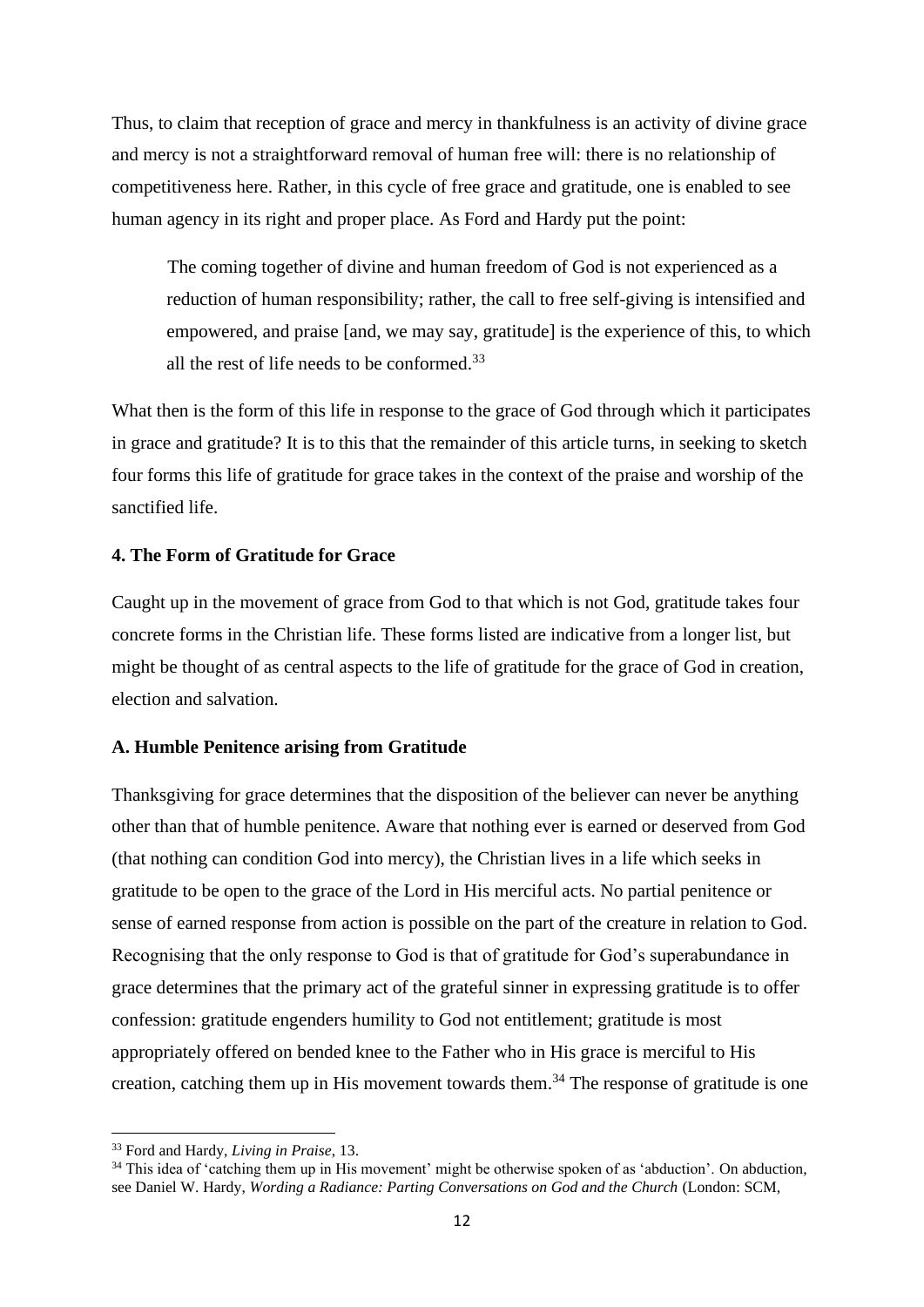Thus, to claim that reception of grace and mercy in thankfulness is an activity of divine grace and mercy is not a straightforward removal of human free will: there is no relationship of competitiveness here. Rather, in this cycle of free grace and gratitude, one is enabled to see human agency in its right and proper place. As Ford and Hardy put the point:

> The coming together of divine and human freedom of God is not experienced as a reduction of human responsibility; rather, the call to free self-giving is intensified and empowered, and praise [and, we may say, gratitude] is the experience of this, to which all the rest of life needs to be conformed.[33]

What then is the form of this life in response to the grace of God through which it participates in grace and gratitude? It is to this that the remainder of this article turns, in seeking to sketch four forms this life of gratitude for grace takes in the context of the praise and worship of the sanctified life.

### 4. The Form of Gratitude for Grace

Caught up in the movement of grace from God to that which is not God, gratitude takes four concrete forms in the Christian life. These forms listed are indicative from a longer list, but might be thought of as central aspects to the life of gratitude for the grace of God in creation, election and salvation.

#### A. Humble Penitence arising from Gratitude

Thanksgiving for grace determines that the disposition of the believer can never be anything other than that of humble penitence. Aware that nothing ever is earned or deserved from God (that nothing can condition God into mercy), the Christian lives in a life which seeks in gratitude to be open to the grace of the Lord in His merciful acts. No partial penitence or sense of earned response from action is possible on the part of the creature in relation to God. Recognising that the only response to God is that of gratitude for God's superabundance in grace determines that the primary act of the grateful sinner in expressing gratitude is to offer confession: gratitude engenders humility to God not entitlement; gratitude is most appropriately offered on bended knee to the Father who in His grace is merciful to His creation, catching them up in His movement towards them.[34] The response of gratitude is one

---

[33] Ford and Hardy, *Living in Praise*, 13.

[34] This idea of 'catching them up in His movement' might be otherwise spoken of as 'abduction'. On abduction, see Daniel W. Hardy, *Wording a Radiance: Parting Conversations on God and the Church* (London: SCM,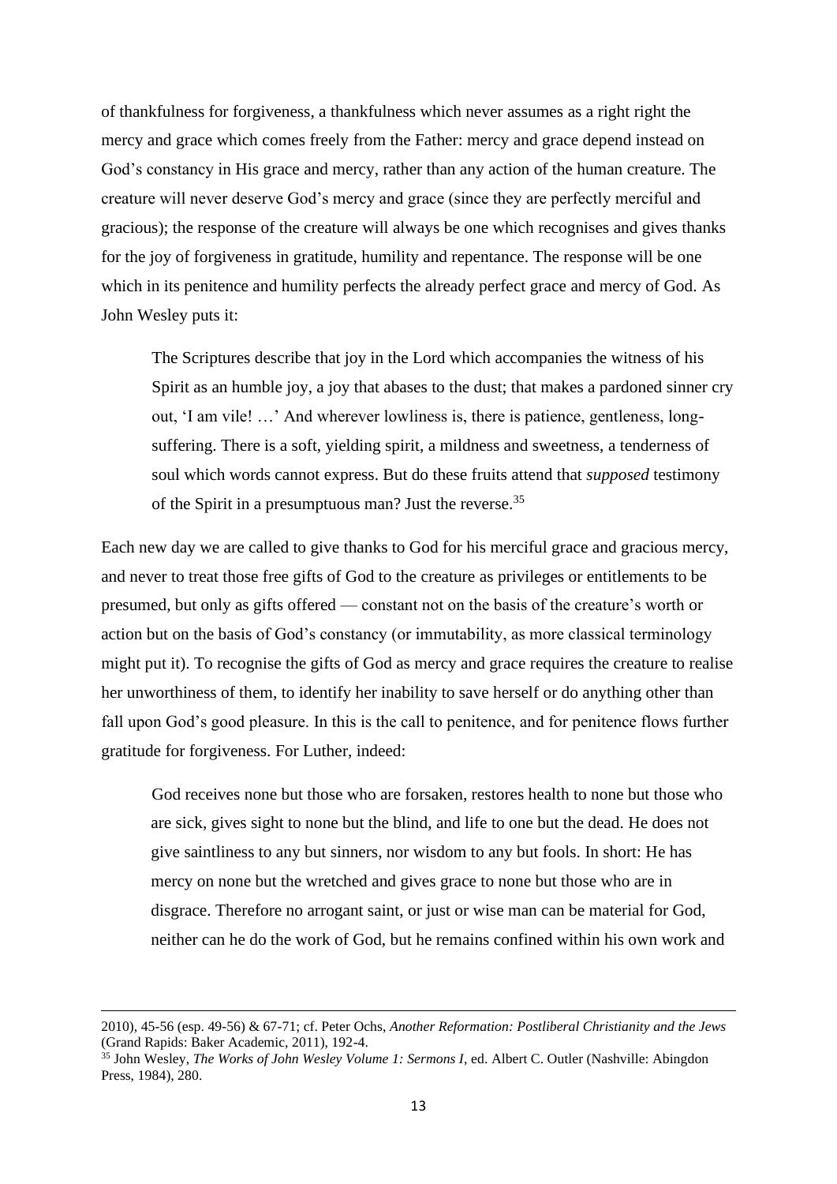of thankfulness for forgiveness, a thankfulness which never assumes as a right right the mercy and grace which comes freely from the Father: mercy and grace depend instead on God's constancy in His grace and mercy, rather than any action of the human creature. The creature will never deserve God's mercy and grace (since they are perfectly merciful and gracious); the response of the creature will always be one which recognises and gives thanks for the joy of forgiveness in gratitude, humility and repentance. The response will be one which in its penitence and humility perfects the already perfect grace and mercy of God. As John Wesley puts it:

> The Scriptures describe that joy in the Lord which accompanies the witness of his Spirit as an humble joy, a joy that abases to the dust; that makes a pardoned sinner cry out, 'I am vile! …' And wherever lowliness is, there is patience, gentleness, long-suffering. There is a soft, yielding spirit, a mildness and sweetness, a tenderness of soul which words cannot express. But do these fruits attend that *supposed* testimony of the Spirit in a presumptuous man? Just the reverse.[35]

Each new day we are called to give thanks to God for his merciful grace and gracious mercy, and never to treat those free gifts of God to the creature as privileges or entitlements to be presumed, but only as gifts offered — constant not on the basis of the creature's worth or action but on the basis of God's constancy (or immutability, as more classical terminology might put it). To recognise the gifts of God as mercy and grace requires the creature to realise her unworthiness of them, to identify her inability to save herself or do anything other than fall upon God's good pleasure. In this is the call to penitence, and for penitence flows further gratitude for forgiveness. For Luther, indeed:

> God receives none but those who are forsaken, restores health to none but those who are sick, gives sight to none but the blind, and life to one but the dead. He does not give saintliness to any but sinners, nor wisdom to any but fools. In short: He has mercy on none but the wretched and gives grace to none but those who are in disgrace. Therefore no arrogant saint, or just or wise man can be material for God, neither can he do the work of God, but he remains confined within his own work and

---

2010), 45-56 (esp. 49-56) & 67-71; cf. Peter Ochs, *Another Reformation: Postliberal Christianity and the Jews* (Grand Rapids: Baker Academic, 2011), 192-4.

[35] John Wesley, *The Works of John Wesley Volume 1: Sermons I*, ed. Albert C. Outler (Nashville: Abingdon Press, 1984), 280.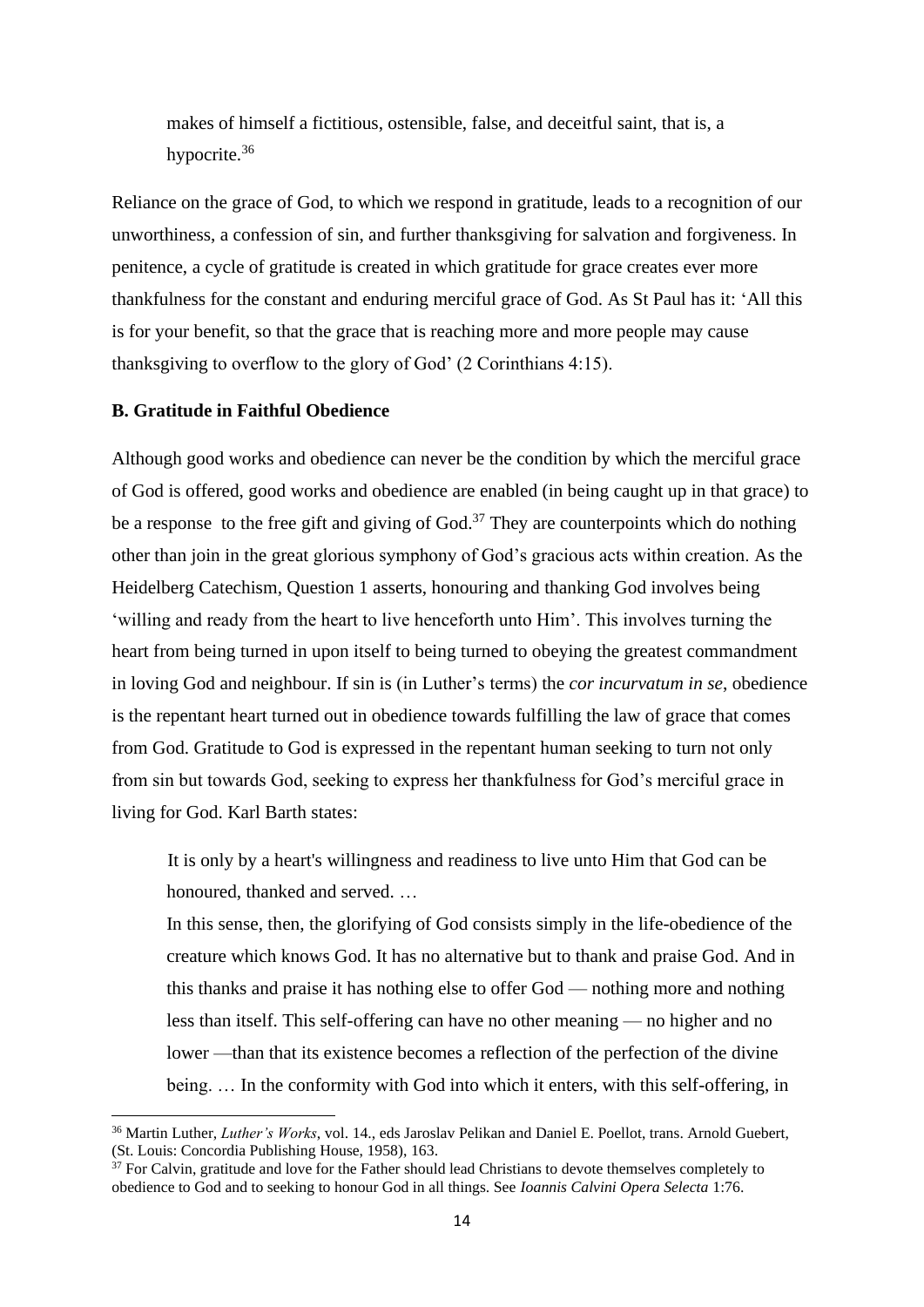> makes of himself a fictitious, ostensible, false, and deceitful saint, that is, a hypocrite.[36]

Reliance on the grace of God, to which we respond in gratitude, leads to a recognition of our unworthiness, a confession of sin, and further thanksgiving for salvation and forgiveness. In penitence, a cycle of gratitude is created in which gratitude for grace creates ever more thankfulness for the constant and enduring merciful grace of God. As St Paul has it: 'All this is for your benefit, so that the grace that is reaching more and more people may cause thanksgiving to overflow to the glory of God' (2 Corinthians 4:15).

**B. Gratitude in Faithful Obedience**

Although good works and obedience can never be the condition by which the merciful grace of God is offered, good works and obedience are enabled (in being caught up in that grace) to be a response to the free gift and giving of God.[37] They are counterpoints which do nothing other than join in the great glorious symphony of God's gracious acts within creation. As the Heidelberg Catechism, Question 1 asserts, honouring and thanking God involves being 'willing and ready from the heart to live henceforth unto Him'. This involves turning the heart from being turned in upon itself to being turned to obeying the greatest commandment in loving God and neighbour. If sin is (in Luther's terms) the *cor incurvatum in se*, obedience is the repentant heart turned out in obedience towards fulfilling the law of grace that comes from God. Gratitude to God is expressed in the repentant human seeking to turn not only from sin but towards God, seeking to express her thankfulness for God's merciful grace in living for God. Karl Barth states:

> It is only by a heart's willingness and readiness to live unto Him that God can be honoured, thanked and served. …
>
> In this sense, then, the glorifying of God consists simply in the life-obedience of the creature which knows God. It has no alternative but to thank and praise God. And in this thanks and praise it has nothing else to offer God — nothing more and nothing less than itself. This self-offering can have no other meaning — no higher and no lower —than that its existence becomes a reflection of the perfection of the divine being. … In the conformity with God into which it enters, with this self-offering, in

[36] Martin Luther, *Luther's Works*, vol. 14., eds Jaroslav Pelikan and Daniel E. Poellot, trans. Arnold Guebert, (St. Louis: Concordia Publishing House, 1958), 163.

[37] For Calvin, gratitude and love for the Father should lead Christians to devote themselves completely to obedience to God and to seeking to honour God in all things. See *Ioannis Calvini Opera Selecta* 1:76.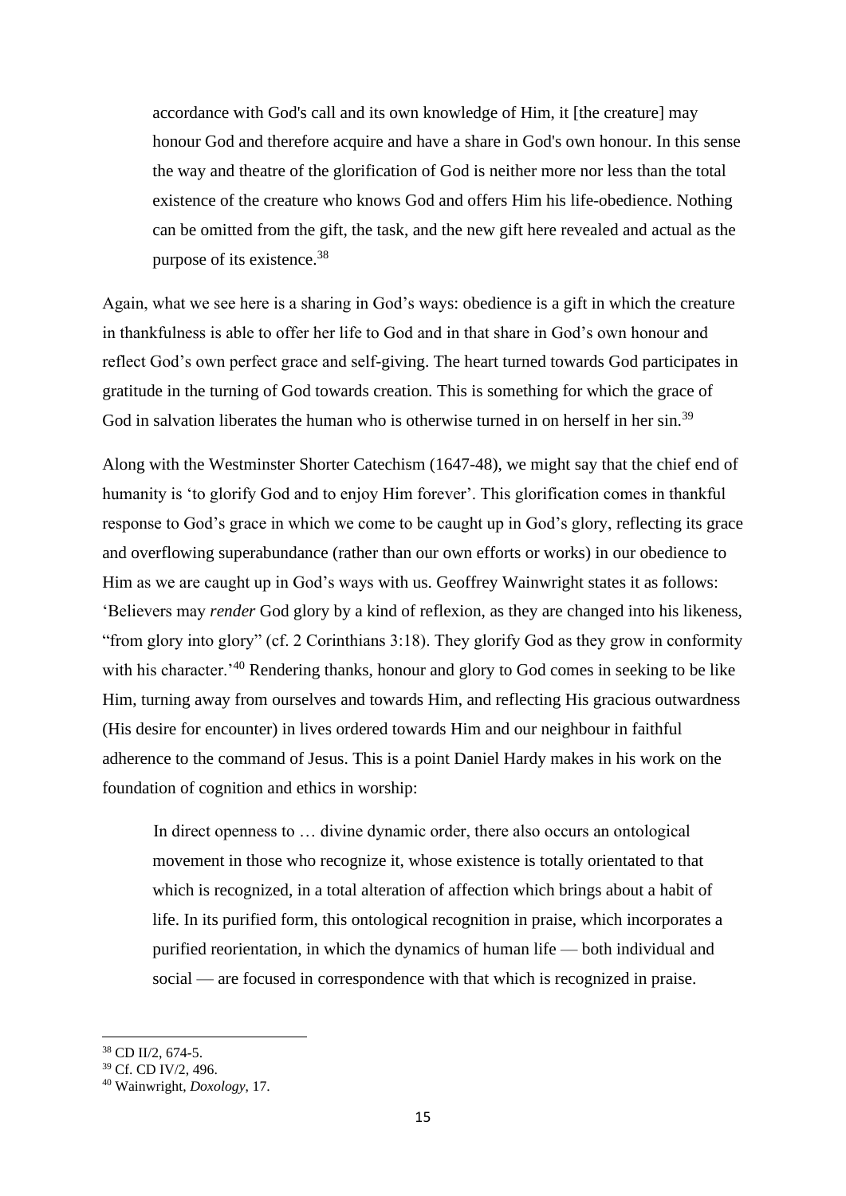> accordance with God's call and its own knowledge of Him, it [the creature] may honour God and therefore acquire and have a share in God's own honour. In this sense the way and theatre of the glorification of God is neither more nor less than the total existence of the creature who knows God and offers Him his life-obedience. Nothing can be omitted from the gift, the task, and the new gift here revealed and actual as the purpose of its existence.[38]

Again, what we see here is a sharing in God's ways: obedience is a gift in which the creature in thankfulness is able to offer her life to God and in that share in God's own honour and reflect God's own perfect grace and self-giving. The heart turned towards God participates in gratitude in the turning of God towards creation. This is something for which the grace of God in salvation liberates the human who is otherwise turned in on herself in her sin.[39]

Along with the Westminster Shorter Catechism (1647-48), we might say that the chief end of humanity is 'to glorify God and to enjoy Him forever'. This glorification comes in thankful response to God's grace in which we come to be caught up in God's glory, reflecting its grace and overflowing superabundance (rather than our own efforts or works) in our obedience to Him as we are caught up in God's ways with us. Geoffrey Wainwright states it as follows: 'Believers may *render* God glory by a kind of reflexion, as they are changed into his likeness, "from glory into glory" (cf. 2 Corinthians 3:18). They glorify God as they grow in conformity with his character.'[40] Rendering thanks, honour and glory to God comes in seeking to be like Him, turning away from ourselves and towards Him, and reflecting His gracious outwardness (His desire for encounter) in lives ordered towards Him and our neighbour in faithful adherence to the command of Jesus. This is a point Daniel Hardy makes in his work on the foundation of cognition and ethics in worship:

> In direct openness to … divine dynamic order, there also occurs an ontological movement in those who recognize it, whose existence is totally orientated to that which is recognized, in a total alteration of affection which brings about a habit of life. In its purified form, this ontological recognition in praise, which incorporates a purified reorientation, in which the dynamics of human life — both individual and social — are focused in correspondence with that which is recognized in praise.

---

[38] CD II/2, 674-5.

[39] Cf. CD IV/2, 496.

[40] Wainwright, *Doxology*, 17.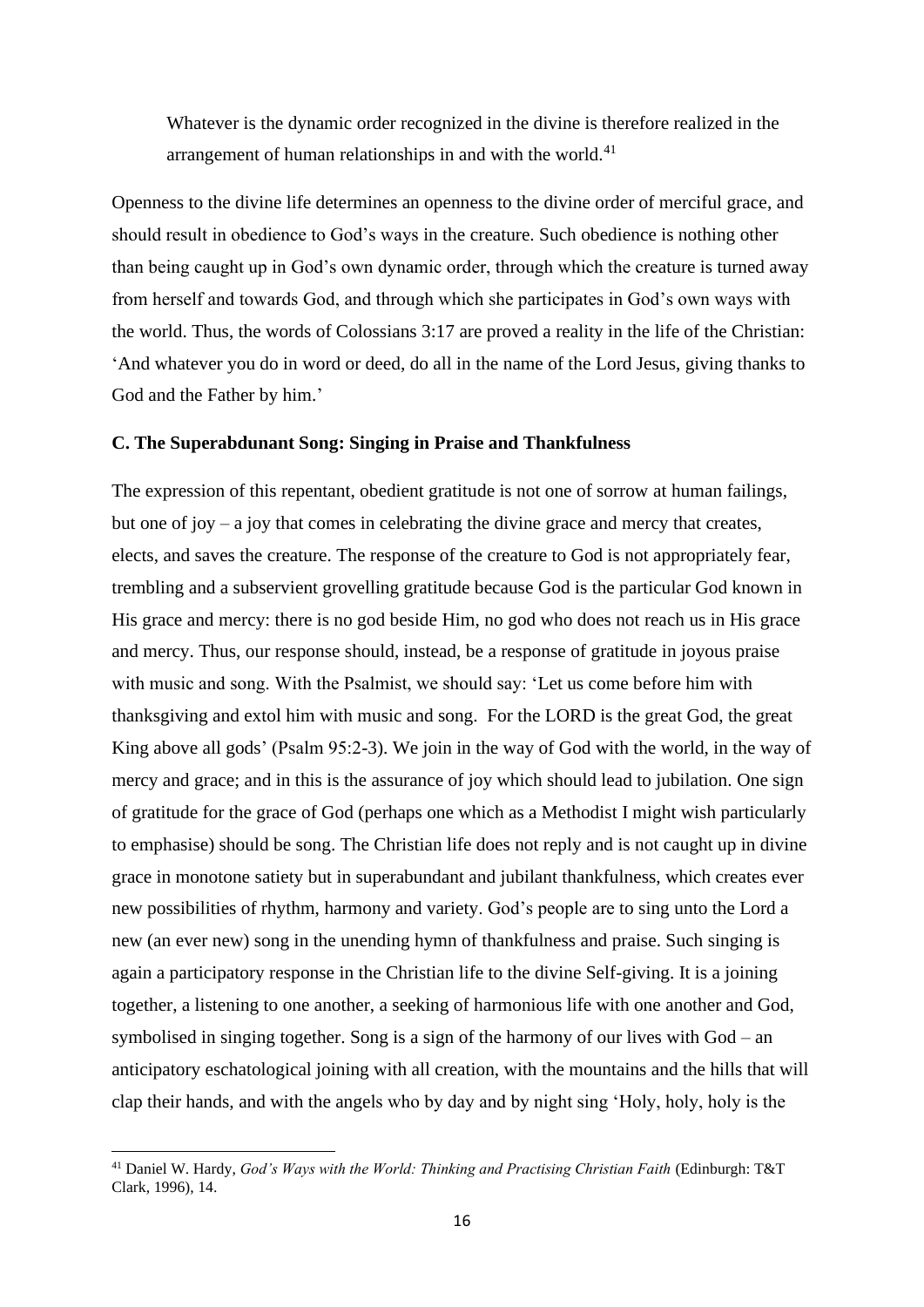> Whatever is the dynamic order recognized in the divine is therefore realized in the arrangement of human relationships in and with the world.[41]

Openness to the divine life determines an openness to the divine order of merciful grace, and should result in obedience to God's ways in the creature. Such obedience is nothing other than being caught up in God's own dynamic order, through which the creature is turned away from herself and towards God, and through which she participates in God's own ways with the world. Thus, the words of Colossians 3:17 are proved a reality in the life of the Christian: 'And whatever you do in word or deed, do all in the name of the Lord Jesus, giving thanks to God and the Father by him.'

**C. The Superabdunant Song: Singing in Praise and Thankfulness**

The expression of this repentant, obedient gratitude is not one of sorrow at human failings, but one of joy – a joy that comes in celebrating the divine grace and mercy that creates, elects, and saves the creature. The response of the creature to God is not appropriately fear, trembling and a subservient grovelling gratitude because God is the particular God known in His grace and mercy: there is no god beside Him, no god who does not reach us in His grace and mercy. Thus, our response should, instead, be a response of gratitude in joyous praise with music and song. With the Psalmist, we should say: 'Let us come before him with thanksgiving and extol him with music and song. For the LORD is the great God, the great King above all gods' (Psalm 95:2-3). We join in the way of God with the world, in the way of mercy and grace; and in this is the assurance of joy which should lead to jubilation. One sign of gratitude for the grace of God (perhaps one which as a Methodist I might wish particularly to emphasise) should be song. The Christian life does not reply and is not caught up in divine grace in monotone satiety but in superabundant and jubilant thankfulness, which creates ever new possibilities of rhythm, harmony and variety. God's people are to sing unto the Lord a new (an ever new) song in the unending hymn of thankfulness and praise. Such singing is again a participatory response in the Christian life to the divine Self-giving. It is a joining together, a listening to one another, a seeking of harmonious life with one another and God, symbolised in singing together. Song is a sign of the harmony of our lives with God – an anticipatory eschatological joining with all creation, with the mountains and the hills that will clap their hands, and with the angels who by day and by night sing 'Holy, holy, holy is the

[41] Daniel W. Hardy, *God's Ways with the World: Thinking and Practising Christian Faith* (Edinburgh: T&T Clark, 1996), 14.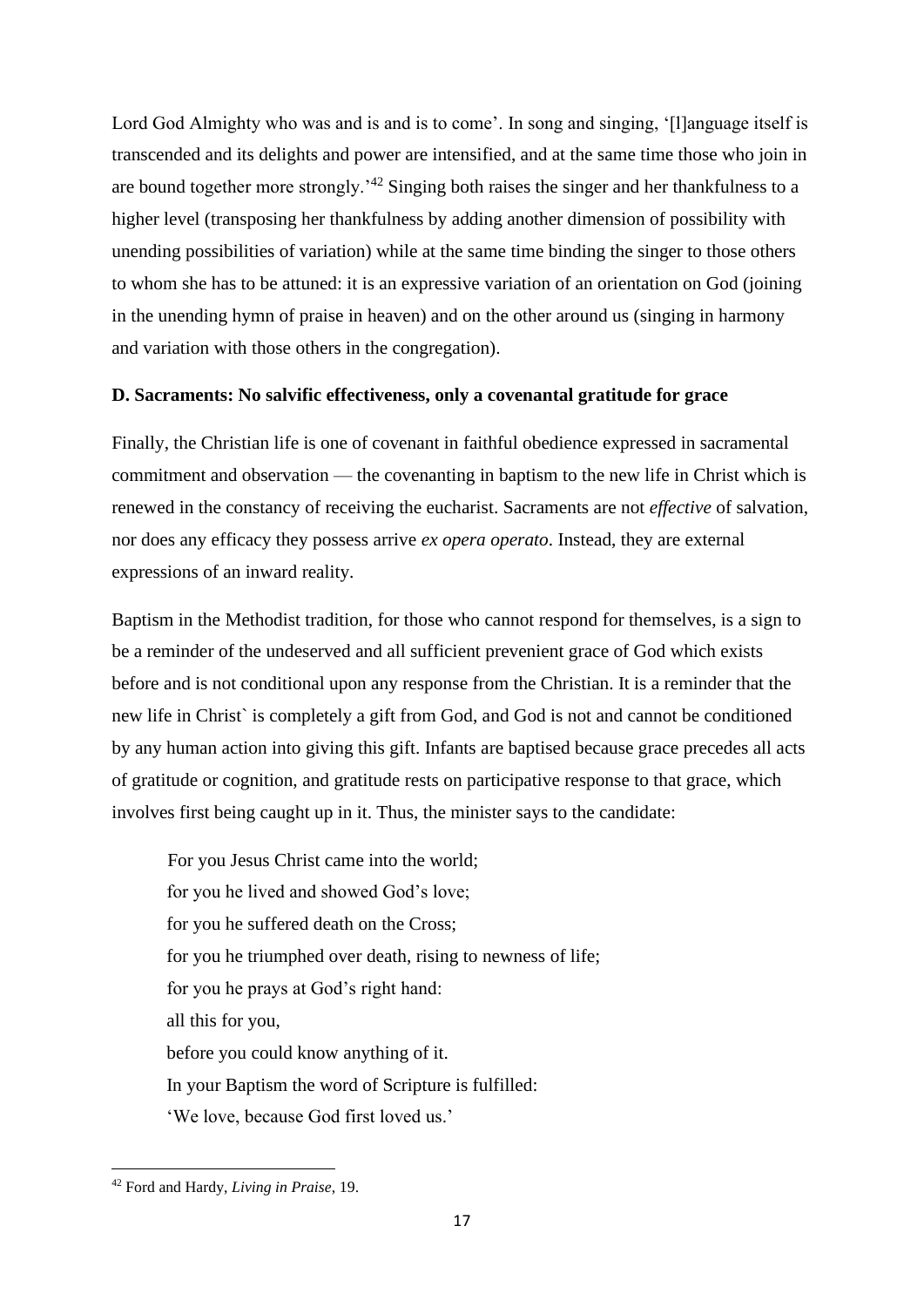Lord God Almighty who was and is and is to come'. In song and singing, '[l]anguage itself is transcended and its delights and power are intensified, and at the same time those who join in are bound together more strongly.'[42] Singing both raises the singer and her thankfulness to a higher level (transposing her thankfulness by adding another dimension of possibility with unending possibilities of variation) while at the same time binding the singer to those others to whom she has to be attuned: it is an expressive variation of an orientation on God (joining in the unending hymn of praise in heaven) and on the other around us (singing in harmony and variation with those others in the congregation).

**D. Sacraments: No salvific effectiveness, only a covenantal gratitude for grace**

Finally, the Christian life is one of covenant in faithful obedience expressed in sacramental commitment and observation — the covenanting in baptism to the new life in Christ which is renewed in the constancy of receiving the eucharist. Sacraments are not *effective* of salvation, nor does any efficacy they possess arrive *ex opera operato*. Instead, they are external expressions of an inward reality.

Baptism in the Methodist tradition, for those who cannot respond for themselves, is a sign to be a reminder of the undeserved and all sufficient prevenient grace of God which exists before and is not conditional upon any response from the Christian. It is a reminder that the new life in Christ` is completely a gift from God, and God is not and cannot be conditioned by any human action into giving this gift. Infants are baptised because grace precedes all acts of gratitude or cognition, and gratitude rests on participative response to that grace, which involves first being caught up in it. Thus, the minister says to the candidate:

> For you Jesus Christ came into the world;
> for you he lived and showed God's love;
> for you he suffered death on the Cross;
> for you he triumphed over death, rising to newness of life;
> for you he prays at God's right hand:
> all this for you,
> before you could know anything of it.
> In your Baptism the word of Scripture is fulfilled:
> 'We love, because God first loved us.'

[42] Ford and Hardy, *Living in Praise*, 19.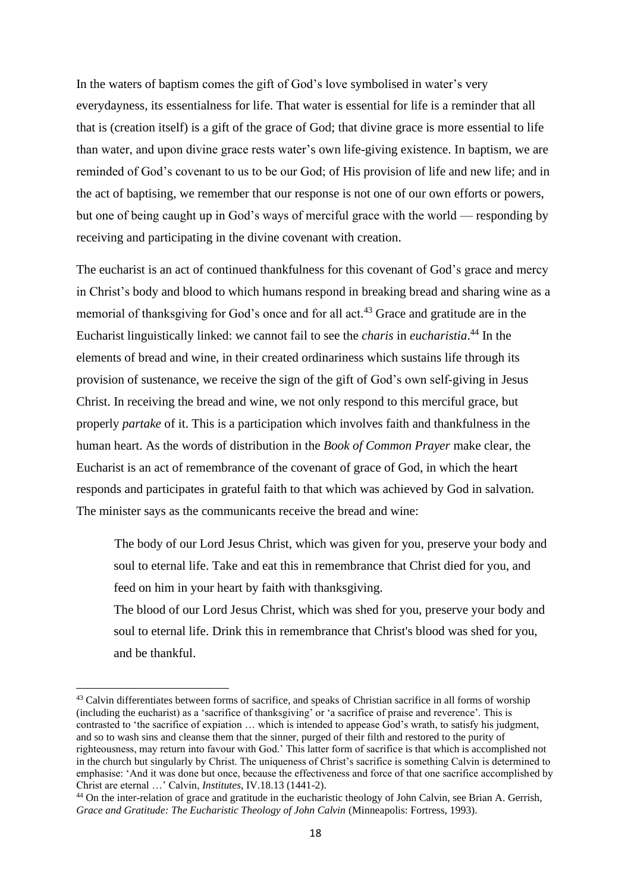In the waters of baptism comes the gift of God's love symbolised in water's very everydayness, its essentialness for life. That water is essential for life is a reminder that all that is (creation itself) is a gift of the grace of God; that divine grace is more essential to life than water, and upon divine grace rests water's own life-giving existence. In baptism, we are reminded of God's covenant to us to be our God; of His provision of life and new life; and in the act of baptising, we remember that our response is not one of our own efforts or powers, but one of being caught up in God's ways of merciful grace with the world — responding by receiving and participating in the divine covenant with creation.

The eucharist is an act of continued thankfulness for this covenant of God's grace and mercy in Christ's body and blood to which humans respond in breaking bread and sharing wine as a memorial of thanksgiving for God's once and for all act.[43] Grace and gratitude are in the Eucharist linguistically linked: we cannot fail to see the *charis* in *eucharistia*.[44] In the elements of bread and wine, in their created ordinariness which sustains life through its provision of sustenance, we receive the sign of the gift of God's own self-giving in Jesus Christ. In receiving the bread and wine, we not only respond to this merciful grace, but properly *partake* of it. This is a participation which involves faith and thankfulness in the human heart. As the words of distribution in the *Book of Common Prayer* make clear, the Eucharist is an act of remembrance of the covenant of grace of God, in which the heart responds and participates in grateful faith to that which was achieved by God in salvation. The minister says as the communicants receive the bread and wine:

> The body of our Lord Jesus Christ, which was given for you, preserve your body and soul to eternal life. Take and eat this in remembrance that Christ died for you, and feed on him in your heart by faith with thanksgiving.
>
> The blood of our Lord Jesus Christ, which was shed for you, preserve your body and soul to eternal life. Drink this in remembrance that Christ's blood was shed for you, and be thankful.

---

[43] Calvin differentiates between forms of sacrifice, and speaks of Christian sacrifice in all forms of worship (including the eucharist) as a 'sacrifice of thanksgiving' or 'a sacrifice of praise and reverence'. This is contrasted to 'the sacrifice of expiation … which is intended to appease God's wrath, to satisfy his judgment, and so to wash sins and cleanse them that the sinner, purged of their filth and restored to the purity of righteousness, may return into favour with God.' This latter form of sacrifice is that which is accomplished not in the church but singularly by Christ. The uniqueness of Christ's sacrifice is something Calvin is determined to emphasise: 'And it was done but once, because the effectiveness and force of that one sacrifice accomplished by Christ are eternal …' Calvin, *Institutes*, IV.18.13 (1441-2).

[44] On the inter-relation of grace and gratitude in the eucharistic theology of John Calvin, see Brian A. Gerrish, *Grace and Gratitude: The Eucharistic Theology of John Calvin* (Minneapolis: Fortress, 1993).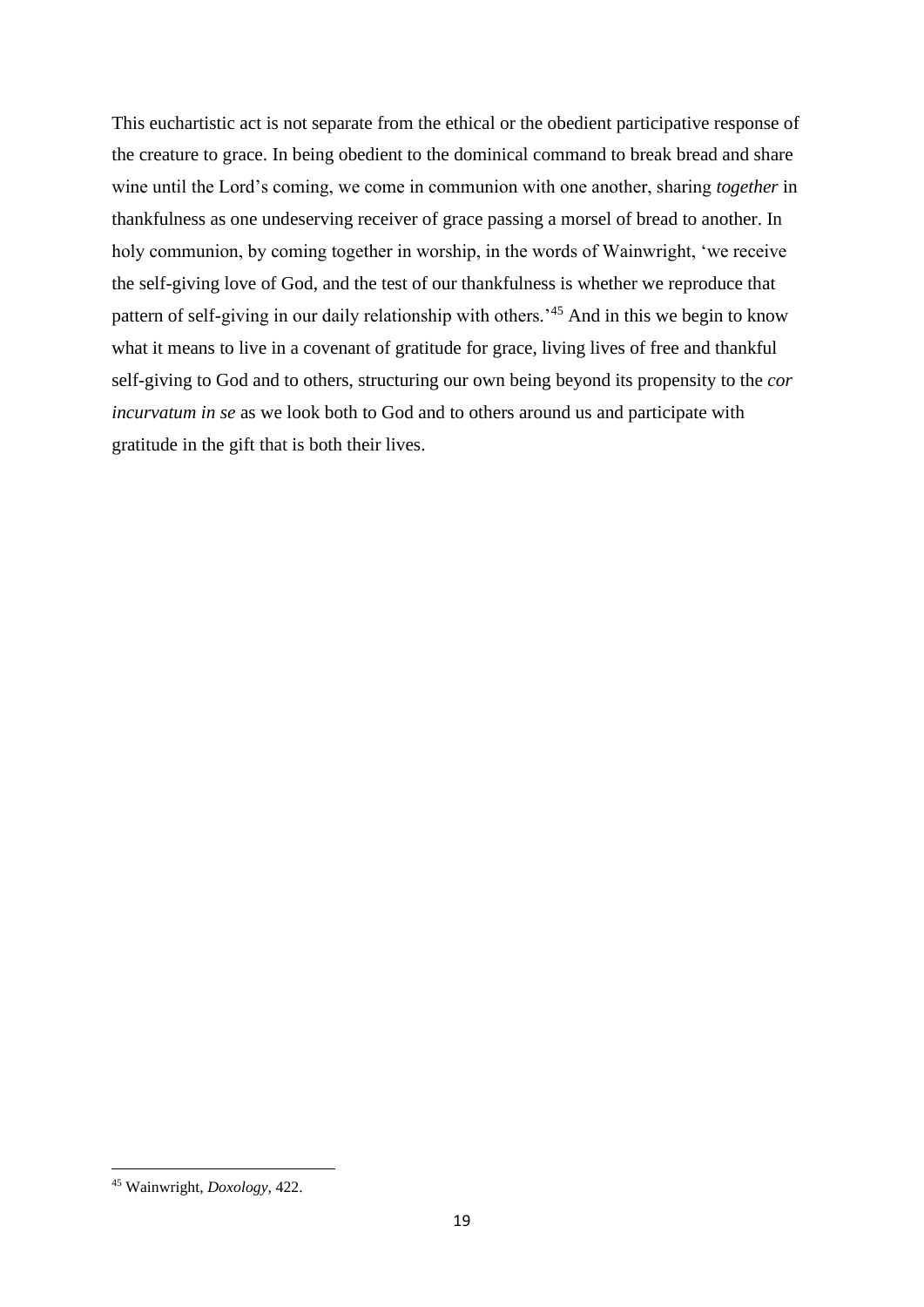This euchartistic act is not separate from the ethical or the obedient participative response of the creature to grace. In being obedient to the dominical command to break bread and share wine until the Lord's coming, we come in communion with one another, sharing *together* in thankfulness as one undeserving receiver of grace passing a morsel of bread to another. In holy communion, by coming together in worship, in the words of Wainwright, 'we receive the self-giving love of God, and the test of our thankfulness is whether we reproduce that pattern of self-giving in our daily relationship with others.'[45] And in this we begin to know what it means to live in a covenant of gratitude for grace, living lives of free and thankful self-giving to God and to others, structuring our own being beyond its propensity to the *cor incurvatum in se* as we look both to God and to others around us and participate with gratitude in the gift that is both their lives.

[45] Wainwright, *Doxology*, 422.